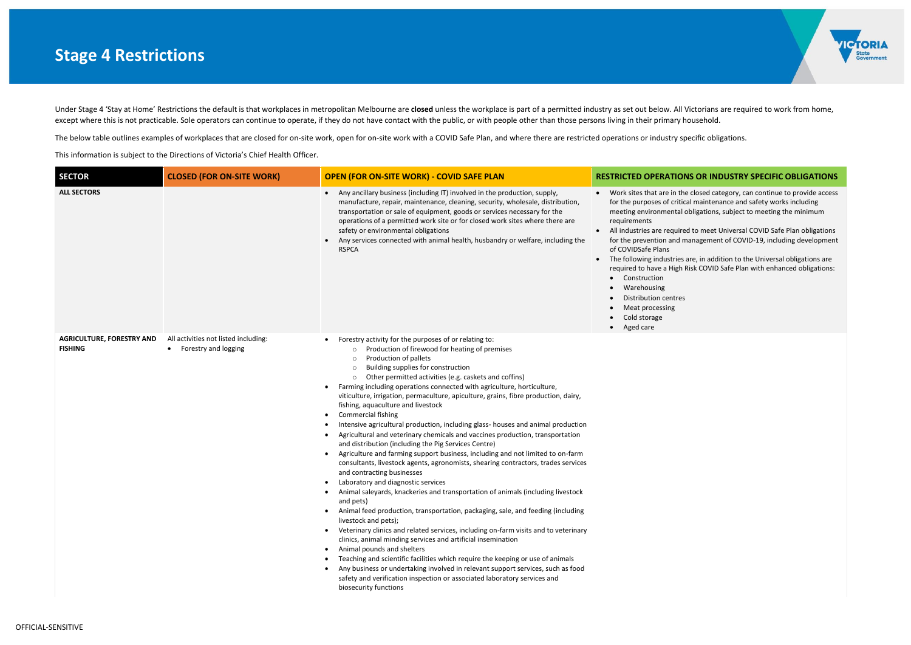# Stage 4 Restrictions

Under Stage 4 'Stay at Home' Restrictions the default is that workplaces in metropolitan Melbourne are **closed** unless the workplace is part of a permitted industry as set out below. All Victorians are required to work from home, except where this is not practicable. Sole operators can continue to operate, if they do not have contact with the public, or with people other than those persons living in their primary household.

The below table outlines examples of workplaces that are closed for on-site work, open for on-site work with a COVID Safe Plan, and where there are restricted operations or industry specific obligations.

This information is subject to the Directions of Victoria's Chief Health Officer.

| SECTOR | CLOSED (FOR ON-SITE WORK) | OPEN (FOR ON-SITE WORK) - COVID SAFE PLAN | RESTRICTED OPERATIONS OR INDUSTRY SPECIFIC OBLIGATIONS |
|---|---|---|---|
| **ALL SECTORS** | | • Any ancillary business (including IT) involved in the production, supply, manufacture, repair, maintenance, cleaning, security, wholesale, distribution, transportation or sale of equipment, goods or services necessary for the operations of a permitted work site or for closed work sites where there are safety or environmental obligations<br>• Any services connected with animal health, husbandry or welfare, including the RSPCA | • Work sites that are in the closed category, can continue to provide access for the purposes of critical maintenance and safety works including meeting environmental obligations, subject to meeting the minimum requirements<br>• All industries are required to meet Universal COVID Safe Plan obligations for the prevention and management of COVID-19, including development of COVIDSafe Plans<br>• The following industries are, in addition to the Universal obligations are required to have a High Risk COVID Safe Plan with enhanced obligations:<br>  ◦ Construction<br>  ◦ Warehousing<br>  ◦ Distribution centres<br>  ◦ Meat processing<br>  ◦ Cold storage<br>  ◦ Aged care |
| **AGRICULTURE, FORESTRY AND FISHING** | All activities not listed including:<br>• Forestry and logging | • Forestry activity for the purposes of or relating to:<br>  ◦ Production of firewood for heating of premises<br>  ◦ Production of pallets<br>  ◦ Building supplies for construction<br>  ◦ Other permitted activities (e.g. caskets and coffins)<br>• Farming including operations connected with agriculture, horticulture, viticulture, irrigation, permaculture, apiculture, grains, fibre production, dairy, fishing, aquaculture and livestock<br>• Commercial fishing<br>• Intensive agricultural production, including glass- houses and animal production<br>• Agricultural and veterinary chemicals and vaccines production, transportation and distribution (including the Pig Services Centre)<br>• Agriculture and farming support business, including and not limited to on-farm consultants, livestock agents, agronomists, shearing contractors, trades services and contracting businesses<br>• Laboratory and diagnostic services<br>• Animal saleyards, knackeries and transportation of animals (including livestock and pets)<br>• Animal feed production, transportation, packaging, sale, and feeding (including livestock and pets);<br>• Veterinary clinics and related services, including on-farm visits and to veterinary clinics, animal minding services and artificial insemination<br>• Animal pounds and shelters<br>• Teaching and scientific facilities which require the keeping or use of animals<br>• Any business or undertaking involved in relevant support services, such as food safety and verification inspection or associated laboratory services and biosecurity functions | |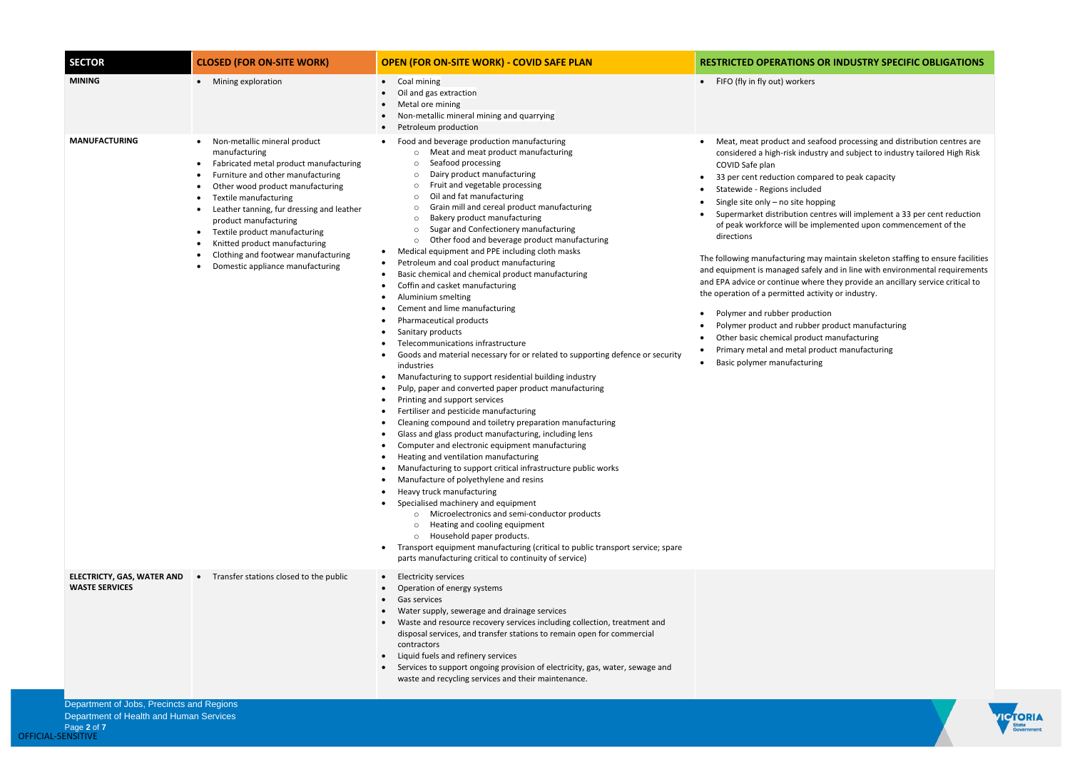| SECTOR | CLOSED (FOR ON-SITE WORK) | OPEN (FOR ON-SITE WORK) - COVID SAFE PLAN | RESTRICTED OPERATIONS OR INDUSTRY SPECIFIC OBLIGATIONS |
|---|---|---|---|
| **MINING** | • Mining exploration | • Coal mining<br>• Oil and gas extraction<br>• Metal ore mining<br>• Non-metallic mineral mining and quarrying<br>• Petroleum production | • FIFO (fly in fly out) workers |
| **MANUFACTURING** | • Non-metallic mineral product manufacturing<br>• Fabricated metal product manufacturing<br>• Furniture and other manufacturing<br>• Other wood product manufacturing<br>• Textile manufacturing<br>• Leather tanning, fur dressing and leather product manufacturing<br>• Textile product manufacturing<br>• Knitted product manufacturing<br>• Clothing and footwear manufacturing<br>• Domestic appliance manufacturing | • Food and beverage production manufacturing<br>  ○ Meat and meat product manufacturing<br>  ○ Seafood processing<br>  ○ Dairy product manufacturing<br>  ○ Fruit and vegetable processing<br>  ○ Oil and fat manufacturing<br>  ○ Grain mill and cereal product manufacturing<br>  ○ Bakery product manufacturing<br>  ○ Sugar and Confectionery manufacturing<br>  ○ Other food and beverage product manufacturing<br>• Medical equipment and PPE including cloth masks<br>• Petroleum and coal product manufacturing<br>• Basic chemical and chemical product manufacturing<br>• Coffin and casket manufacturing<br>• Aluminium smelting<br>• Cement and lime manufacturing<br>• Pharmaceutical products<br>• Sanitary products<br>• Telecommunications infrastructure<br>• Goods and material necessary for or related to supporting defence or security industries<br>• Manufacturing to support residential building industry<br>• Pulp, paper and converted paper product manufacturing<br>• Printing and support services<br>• Fertiliser and pesticide manufacturing<br>• Cleaning compound and toiletry preparation manufacturing<br>• Glass and glass product manufacturing, including lens<br>• Computer and electronic equipment manufacturing<br>• Heating and ventilation manufacturing<br>• Manufacturing to support critical infrastructure public works<br>• Manufacture of polyethylene and resins<br>• Heavy truck manufacturing<br>• Specialised machinery and equipment<br>  ○ Microelectronics and semi-conductor products<br>  ○ Heating and cooling equipment<br>  ○ Household paper products.<br>• Transport equipment manufacturing (critical to public transport service; spare parts manufacturing critical to continuity of service) | • Meat, meat product and seafood processing and distribution centres are considered a high-risk industry and subject to industry tailored High Risk COVID Safe plan<br>• 33 per cent reduction compared to peak capacity<br>• Statewide - Regions included<br>• Single site only – no site hopping<br>• Supermarket distribution centres will implement a 33 per cent reduction of peak workforce will be implemented upon commencement of the directions<br><br>The following manufacturing may maintain skeleton staffing to ensure facilities and equipment is managed safely and in line with environmental requirements and EPA advice or continue where they provide an ancillary service critical to the operation of a permitted activity or industry.<br><br>• Polymer and rubber production<br>• Polymer product and rubber product manufacturing<br>• Other basic chemical product manufacturing<br>• Primary metal and metal product manufacturing<br>• Basic polymer manufacturing |
| **ELECTRICTY, GAS, WATER AND WASTE SERVICES** | • Transfer stations closed to the public | • Electricity services<br>• Operation of energy systems<br>• Gas services<br>• Water supply, sewerage and drainage services<br>• Waste and resource recovery services including collection, treatment and disposal services, and transfer stations to remain open for commercial contractors<br>• Liquid fuels and refinery services<br>• Services to support ongoing provision of electricity, gas, water, sewage and waste and recycling services and their maintenance. | |

Department of Jobs, Precincts and Regions
Department of Health and Human Services

OFFICIAL-SENSITIVE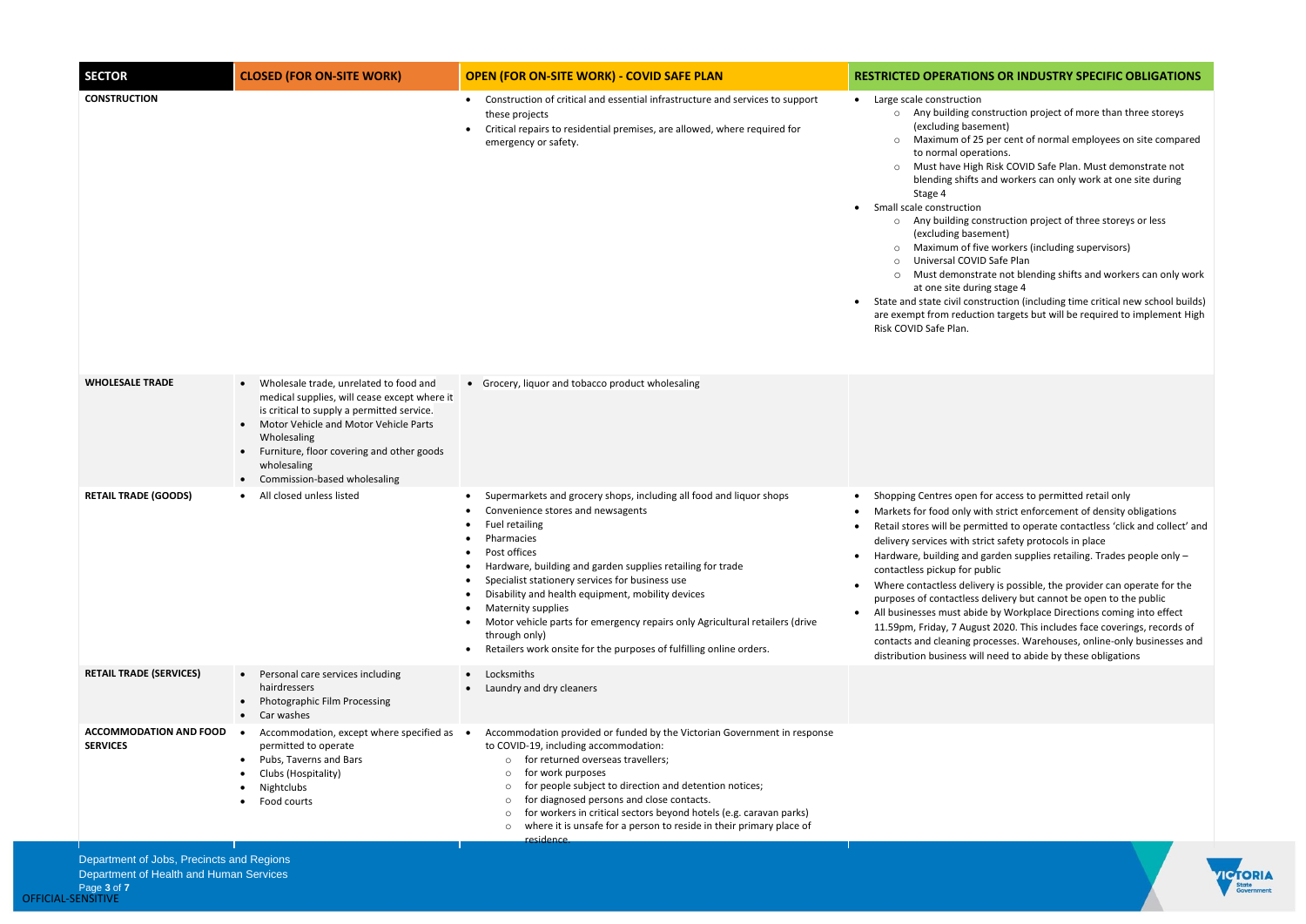| SECTOR | CLOSED (FOR ON-SITE WORK) | OPEN (FOR ON-SITE WORK) - COVID SAFE PLAN | RESTRICTED OPERATIONS OR INDUSTRY SPECIFIC OBLIGATIONS |
|---|---|---|---|
| **CONSTRUCTION** | | • Construction of critical and essential infrastructure and services to support these projects<br>• Critical repairs to residential premises, are allowed, where required for emergency or safety. | • Large scale construction<br>  ○ Any building construction project of more than three storeys (excluding basement)<br>  ○ Maximum of 25 per cent of normal employees on site compared to normal operations.<br>  ○ Must have High Risk COVID Safe Plan. Must demonstrate not blending shifts and workers can only work at one site during Stage 4<br>• Small scale construction<br>  ○ Any building construction project of three storeys or less (excluding basement)<br>  ○ Maximum of five workers (including supervisors)<br>  ○ Universal COVID Safe Plan<br>  ○ Must demonstrate not blending shifts and workers can only work at one site during stage 4<br>• State and state civil construction (including time critical new school builds) are exempt from reduction targets but will be required to implement High Risk COVID Safe Plan. |
| **WHOLESALE TRADE** | • Wholesale trade, unrelated to food and medical supplies, will cease except where it is critical to supply a permitted service.<br>• Motor Vehicle and Motor Vehicle Parts Wholesaling<br>• Furniture, floor covering and other goods wholesaling<br>• Commission-based wholesaling | • Grocery, liquor and tobacco product wholesaling | |
| **RETAIL TRADE (GOODS)** | • All closed unless listed | • Supermarkets and grocery shops, including all food and liquor shops<br>• Convenience stores and newsagents<br>• Fuel retailing<br>• Pharmacies<br>• Post offices<br>• Hardware, building and garden supplies retailing for trade<br>• Specialist stationery services for business use<br>• Disability and health equipment, mobility devices<br>• Maternity supplies<br>• Motor vehicle parts for emergency repairs only Agricultural retailers (drive through only)<br>• Retailers work onsite for the purposes of fulfilling online orders. | • Shopping Centres open for access to permitted retail only<br>• Markets for food only with strict enforcement of density obligations<br>• Retail stores will be permitted to operate contactless 'click and collect' and delivery services with strict safety protocols in place<br>• Hardware, building and garden supplies retailing. Trades people only – contactless pickup for public<br>• Where contactless delivery is possible, the provider can operate for the purposes of contactless delivery but cannot be open to the public<br>• All businesses must abide by Workplace Directions coming into effect 11.59pm, Friday, 7 August 2020. This includes face coverings, records of contacts and cleaning processes. Warehouses, online-only businesses and distribution business will need to abide by these obligations |
| **RETAIL TRADE (SERVICES)** | • Personal care services including hairdressers<br>• Photographic Film Processing<br>• Car washes | • Locksmiths<br>• Laundry and dry cleaners | |
| **ACCOMMODATION AND FOOD SERVICES** | • Accommodation, except where specified as permitted to operate<br>• Pubs, Taverns and Bars<br>• Clubs (Hospitality)<br>• Nightclubs<br>• Food courts | • Accommodation provided or funded by the Victorian Government in response to COVID-19, including accommodation:<br>  ○ for returned overseas travellers;<br>  ○ for work purposes<br>  ○ for people subject to direction and detention notices;<br>  ○ for diagnosed persons and close contacts.<br>  ○ for workers in critical sectors beyond hotels (e.g. caravan parks)<br>  ○ where it is unsafe for a person to reside in their primary place of residence. | |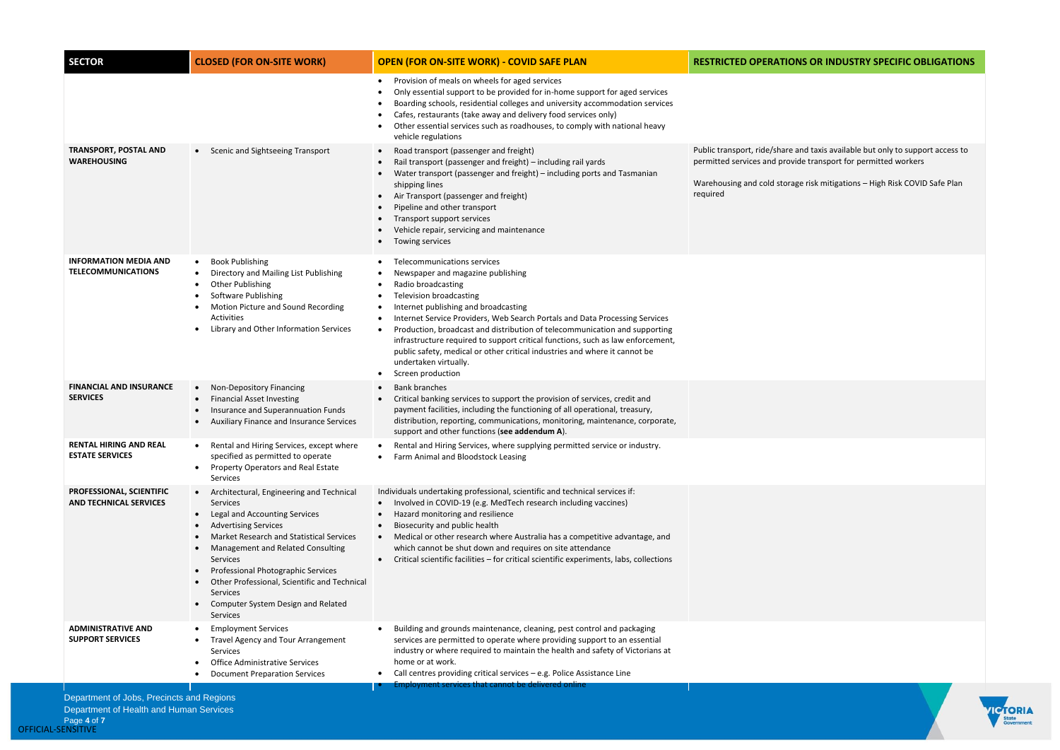| SECTOR | CLOSED (FOR ON-SITE WORK) | OPEN (FOR ON-SITE WORK) - COVID SAFE PLAN | RESTRICTED OPERATIONS OR INDUSTRY SPECIFIC OBLIGATIONS |
|---|---|---|---|
| | | • Provision of meals on wheels for aged services<br>• Only essential support to be provided for in-home support for aged services<br>• Boarding schools, residential colleges and university accommodation services<br>• Cafes, restaurants (take away and delivery food services only)<br>• Other essential services such as roadhouses, to comply with national heavy vehicle regulations | |
| **TRANSPORT, POSTAL AND WAREHOUSING** | • Scenic and Sightseeing Transport | • Road transport (passenger and freight)<br>• Rail transport (passenger and freight) – including rail yards<br>• Water transport (passenger and freight) – including ports and Tasmanian shipping lines<br>• Air Transport (passenger and freight)<br>• Pipeline and other transport<br>• Transport support services<br>• Vehicle repair, servicing and maintenance<br>• Towing services | Public transport, ride/share and taxis available but only to support access to permitted services and provide transport for permitted workers<br><br>Warehousing and cold storage risk mitigations – High Risk COVID Safe Plan required |
| **INFORMATION MEDIA AND TELECOMMUNICATIONS** | • Book Publishing<br>• Directory and Mailing List Publishing<br>• Other Publishing<br>• Software Publishing<br>• Motion Picture and Sound Recording Activities<br>• Library and Other Information Services | • Telecommunications services<br>• Newspaper and magazine publishing<br>• Radio broadcasting<br>• Television broadcasting<br>• Internet publishing and broadcasting<br>• Internet Service Providers, Web Search Portals and Data Processing Services<br>• Production, broadcast and distribution of telecommunication and supporting infrastructure required to support critical functions, such as law enforcement, public safety, medical or other critical industries and where it cannot be undertaken virtually.<br>• Screen production | |
| **FINANCIAL AND INSURANCE SERVICES** | • Non-Depository Financing<br>• Financial Asset Investing<br>• Insurance and Superannuation Funds<br>• Auxiliary Finance and Insurance Services | • Bank branches<br>• Critical banking services to support the provision of services, credit and payment facilities, including the functioning of all operational, treasury, distribution, reporting, communications, monitoring, maintenance, corporate, support and other functions (**see addendum A**). | |
| **RENTAL HIRING AND REAL ESTATE SERVICES** | • Rental and Hiring Services, except where specified as permitted to operate<br>• Property Operators and Real Estate Services | • Rental and Hiring Services, where supplying permitted service or industry.<br>• Farm Animal and Bloodstock Leasing | |
| **PROFESSIONAL, SCIENTIFIC AND TECHNICAL SERVICES** | • Architectural, Engineering and Technical Services<br>• Legal and Accounting Services<br>• Advertising Services<br>• Market Research and Statistical Services<br>• Management and Related Consulting Services<br>• Professional Photographic Services<br>• Other Professional, Scientific and Technical Services<br>• Computer System Design and Related Services | Individuals undertaking professional, scientific and technical services if:<br>• Involved in COVID-19 (e.g. MedTech research including vaccines)<br>• Hazard monitoring and resilience<br>• Biosecurity and public health<br>• Medical or other research where Australia has a competitive advantage, and which cannot be shut down and requires on site attendance<br>• Critical scientific facilities – for critical scientific experiments, labs, collections | |
| **ADMINISTRATIVE AND SUPPORT SERVICES** | • Employment Services<br>• Travel Agency and Tour Arrangement Services<br>• Office Administrative Services<br>• Document Preparation Services | • Building and grounds maintenance, cleaning, pest control and packaging services are permitted to operate where providing support to an essential industry or where required to maintain the health and safety of Victorians at home or at work.<br>• Call centres providing critical services – e.g. Police Assistance Line<br>• Employment services that cannot be delivered online | |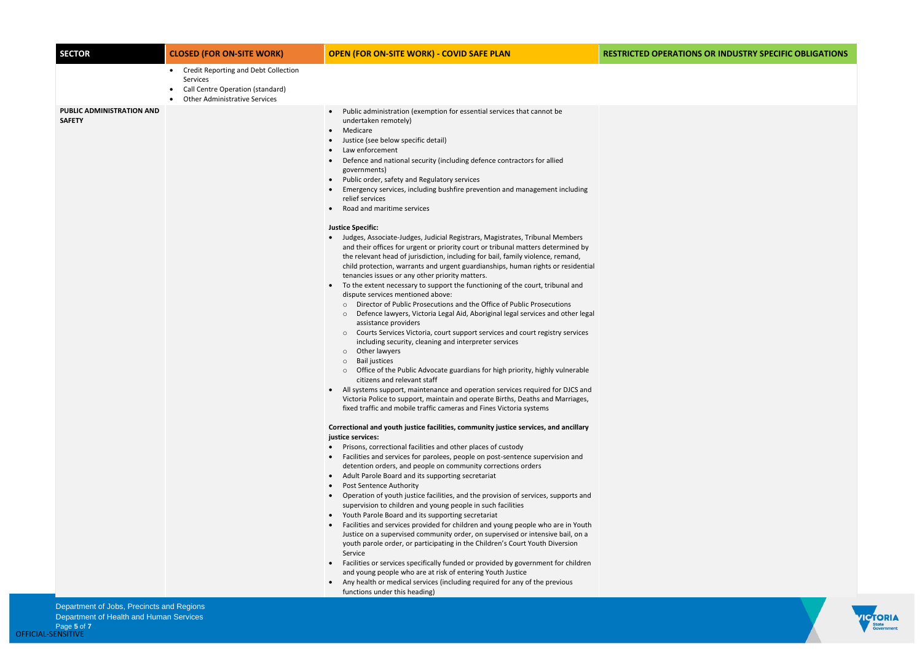| SECTOR | CLOSED (FOR ON-SITE WORK) | OPEN (FOR ON-SITE WORK) - COVID SAFE PLAN | RESTRICTED OPERATIONS OR INDUSTRY SPECIFIC OBLIGATIONS |
|---|---|---|---|
| | • Credit Reporting and Debt Collection Services<br>• Call Centre Operation (standard)<br>• Other Administrative Services | | |
| **PUBLIC ADMINISTRATION AND SAFETY** | | • Public administration (exemption for essential services that cannot be undertaken remotely)<br>• Medicare<br>• Justice (see below specific detail)<br>• Law enforcement<br>• Defence and national security (including defence contractors for allied governments)<br>• Public order, safety and Regulatory services<br>• Emergency services, including bushfire prevention and management including relief services<br>• Road and maritime services<br><br>**Justice Specific:**<br>• Judges, Associate-Judges, Judicial Registrars, Magistrates, Tribunal Members and their offices for urgent or priority court or tribunal matters determined by the relevant head of jurisdiction, including for bail, family violence, remand, child protection, warrants and urgent guardianships, human rights or residential tenancies issues or any other priority matters.<br>• To the extent necessary to support the functioning of the court, tribunal and dispute services mentioned above:<br>  ○ Director of Public Prosecutions and the Office of Public Prosecutions<br>  ○ Defence lawyers, Victoria Legal Aid, Aboriginal legal services and other legal assistance providers<br>  ○ Courts Services Victoria, court support services and court registry services including security, cleaning and interpreter services<br>  ○ Other lawyers<br>  ○ Bail justices<br>  ○ Office of the Public Advocate guardians for high priority, highly vulnerable citizens and relevant staff<br>• All systems support, maintenance and operation services required for DJCS and Victoria Police to support, maintain and operate Births, Deaths and Marriages, fixed traffic and mobile traffic cameras and Fines Victoria systems<br><br>**Correctional and youth justice facilities, community justice services, and ancillary justice services:**<br>• Prisons, correctional facilities and other places of custody<br>• Facilities and services for parolees, people on post-sentence supervision and detention orders, and people on community corrections orders<br>• Adult Parole Board and its supporting secretariat<br>• Post Sentence Authority<br>• Operation of youth justice facilities, and the provision of services, supports and supervision to children and young people in such facilities<br>• Youth Parole Board and its supporting secretariat<br>• Facilities and services provided for children and young people who are in Youth Justice on a supervised community order, on supervised or intensive bail, on a youth parole order, or participating in the Children's Court Youth Diversion Service<br>• Facilities or services specifically funded or provided by government for children and young people who are at risk of entering Youth Justice<br>• Any health or medical services (including required for any of the previous functions under this heading) | |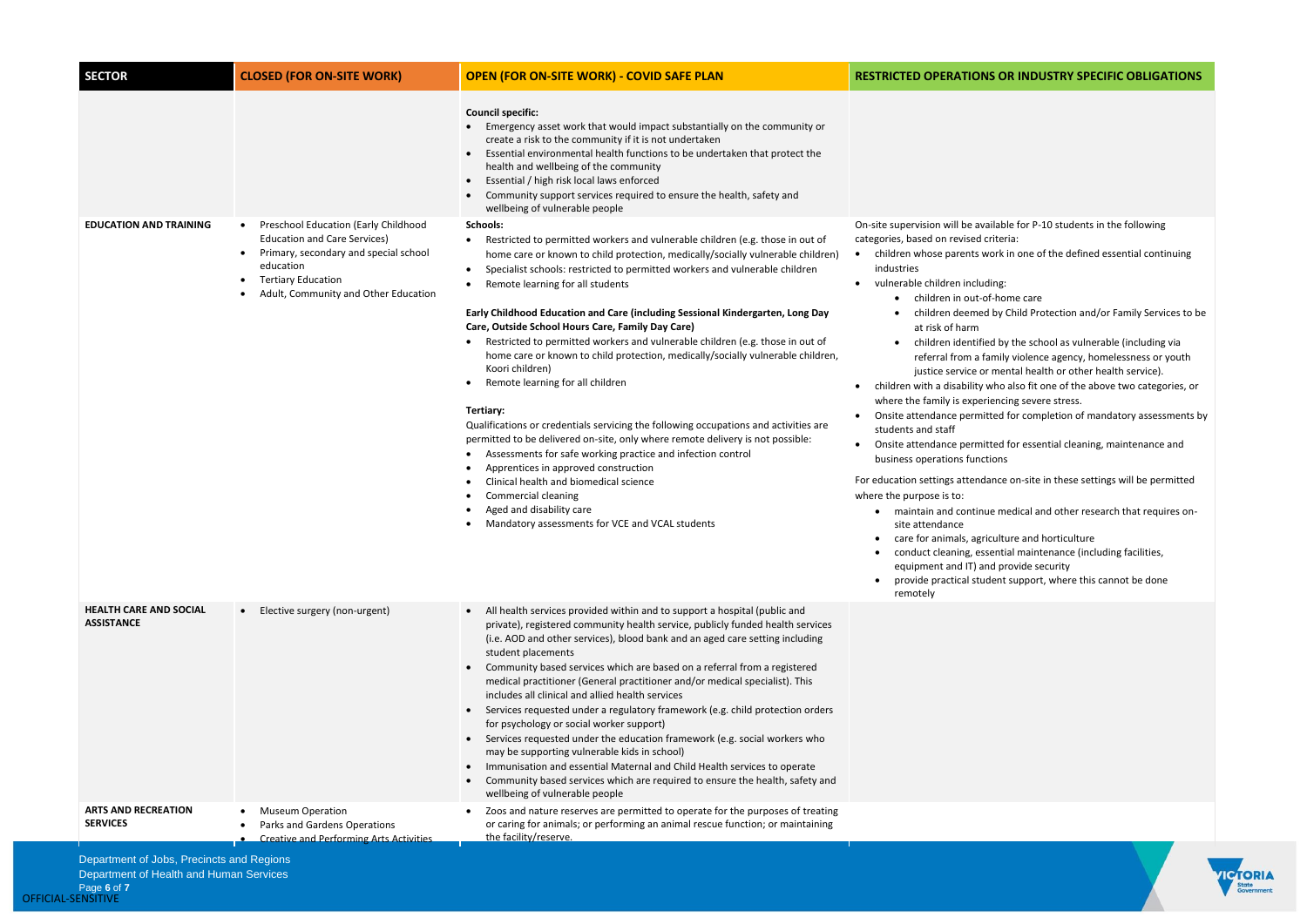| SECTOR | CLOSED (FOR ON-SITE WORK) | OPEN (FOR ON-SITE WORK) - COVID SAFE PLAN | RESTRICTED OPERATIONS OR INDUSTRY SPECIFIC OBLIGATIONS |
|---|---|---|---|
| | | **Council specific:**<br>• Emergency asset work that would impact substantially on the community or create a risk to the community if it is not undertaken<br>• Essential environmental health functions to be undertaken that protect the health and wellbeing of the community<br>• Essential / high risk local laws enforced<br>• Community support services required to ensure the health, safety and wellbeing of vulnerable people | |
| **EDUCATION AND TRAINING** | • Preschool Education (Early Childhood Education and Care Services)<br>• Primary, secondary and special school education<br>• Tertiary Education<br>• Adult, Community and Other Education | **Schools:**<br>• Restricted to permitted workers and vulnerable children (e.g. those in out of home care or known to child protection, medically/socially vulnerable children)<br>• Specialist schools: restricted to permitted workers and vulnerable children<br>• Remote learning for all students<br><br>**Early Childhood Education and Care (including Sessional Kindergarten, Long Day Care, Outside School Hours Care, Family Day Care)**<br>• Restricted to permitted workers and vulnerable children (e.g. those in out of home care or known to child protection, medically/socially vulnerable children, Koori children)<br>• Remote learning for all children<br><br>**Tertiary:**<br>Qualifications or credentials servicing the following occupations and activities are permitted to be delivered on-site, only where remote delivery is not possible:<br>• Assessments for safe working practice and infection control<br>• Apprentices in approved construction<br>• Clinical health and biomedical science<br>• Commercial cleaning<br>• Aged and disability care<br>• Mandatory assessments for VCE and VCAL students | On-site supervision will be available for P-10 students in the following categories, based on revised criteria:<br>• children whose parents work in one of the defined essential continuing industries<br>• vulnerable children including:<br>  • children in out-of-home care<br>  • children deemed by Child Protection and/or Family Services to be at risk of harm<br>  • children identified by the school as vulnerable (including via referral from a family violence agency, homelessness or youth justice service or mental health or other health service).<br>• children with a disability who also fit one of the above two categories, or where the family is experiencing severe stress.<br>• Onsite attendance permitted for completion of mandatory assessments by students and staff<br>• Onsite attendance permitted for essential cleaning, maintenance and business operations functions<br><br>For education settings attendance on-site in these settings will be permitted where the purpose is to:<br>• maintain and continue medical and other research that requires on-site attendance<br>• care for animals, agriculture and horticulture<br>• conduct cleaning, essential maintenance (including facilities, equipment and IT) and provide security<br>• provide practical student support, where this cannot be done remotely |
| **HEALTH CARE AND SOCIAL ASSISTANCE** | • Elective surgery (non-urgent) | • All health services provided within and to support a hospital (public and private), registered community health service, publicly funded health services (i.e. AOD and other services), blood bank and an aged care setting including student placements<br>• Community based services which are based on a referral from a registered medical practitioner (General practitioner and/or medical specialist). This includes all clinical and allied health services<br>• Services requested under a regulatory framework (e.g. child protection orders for psychology or social worker support)<br>• Services requested under the education framework (e.g. social workers who may be supporting vulnerable kids in school)<br>• Immunisation and essential Maternal and Child Health services to operate<br>• Community based services which are required to ensure the health, safety and wellbeing of vulnerable people | |
| **ARTS AND RECREATION SERVICES** | • Museum Operation<br>• Parks and Gardens Operations<br>• Creative and Performing Arts Activities | • Zoos and nature reserves are permitted to operate for the purposes of treating or caring for animals; or performing an animal rescue function; or maintaining the facility/reserve. | |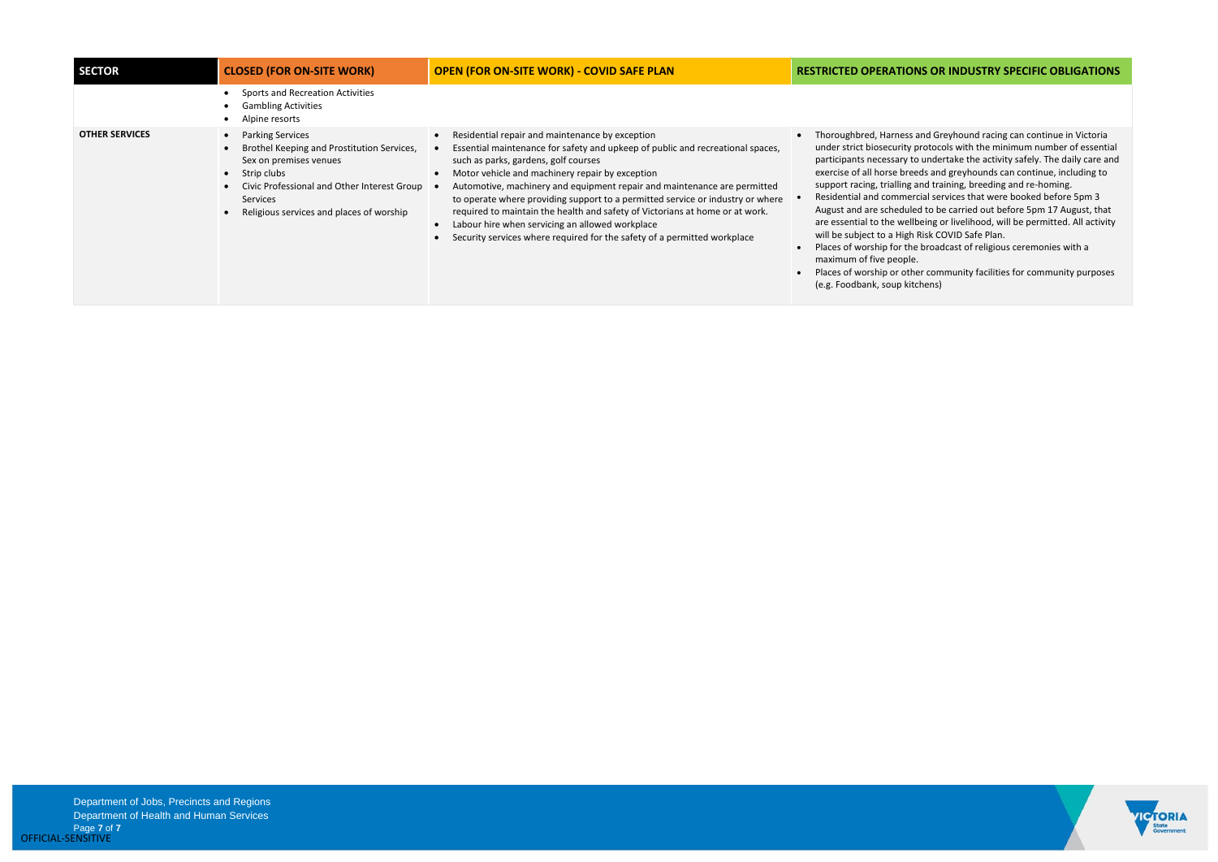| SECTOR | CLOSED (FOR ON-SITE WORK) | OPEN (FOR ON-SITE WORK) - COVID SAFE PLAN | RESTRICTED OPERATIONS OR INDUSTRY SPECIFIC OBLIGATIONS |
|---|---|---|---|
| | • Sports and Recreation Activities<br>• Gambling Activities<br>• Alpine resorts | | |
| **OTHER SERVICES** | • Parking Services<br>• Brothel Keeping and Prostitution Services, Sex on premises venues<br>• Strip clubs<br>• Civic Professional and Other Interest Group Services<br>• Religious services and places of worship | • Residential repair and maintenance by exception<br>• Essential maintenance for safety and upkeep of public and recreational spaces, such as parks, gardens, golf courses<br>• Motor vehicle and machinery repair by exception<br>• Automotive, machinery and equipment repair and maintenance are permitted to operate where providing support to a permitted service or industry or where required to maintain the health and safety of Victorians at home or at work.<br>• Labour hire when servicing an allowed workplace<br>• Security services where required for the safety of a permitted workplace | • Thoroughbred, Harness and Greyhound racing can continue in Victoria under strict biosecurity protocols with the minimum number of essential participants necessary to undertake the activity safely. The daily care and exercise of all horse breeds and greyhounds can continue, including to support racing, trialling and training, breeding and re-homing.<br>• Residential and commercial services that were booked before 5pm 3 August and are scheduled to be carried out before 5pm 17 August, that are essential to the wellbeing or livelihood, will be permitted. All activity will be subject to a High Risk COVID Safe Plan.<br>• Places of worship for the broadcast of religious ceremonies with a maximum of five people.<br>• Places of worship or other community facilities for community purposes (e.g. Foodbank, soup kitchens) |

Department of Jobs, Precincts and Regions
Department of Health and Human Services
OFFICIAL-SENSITIVE